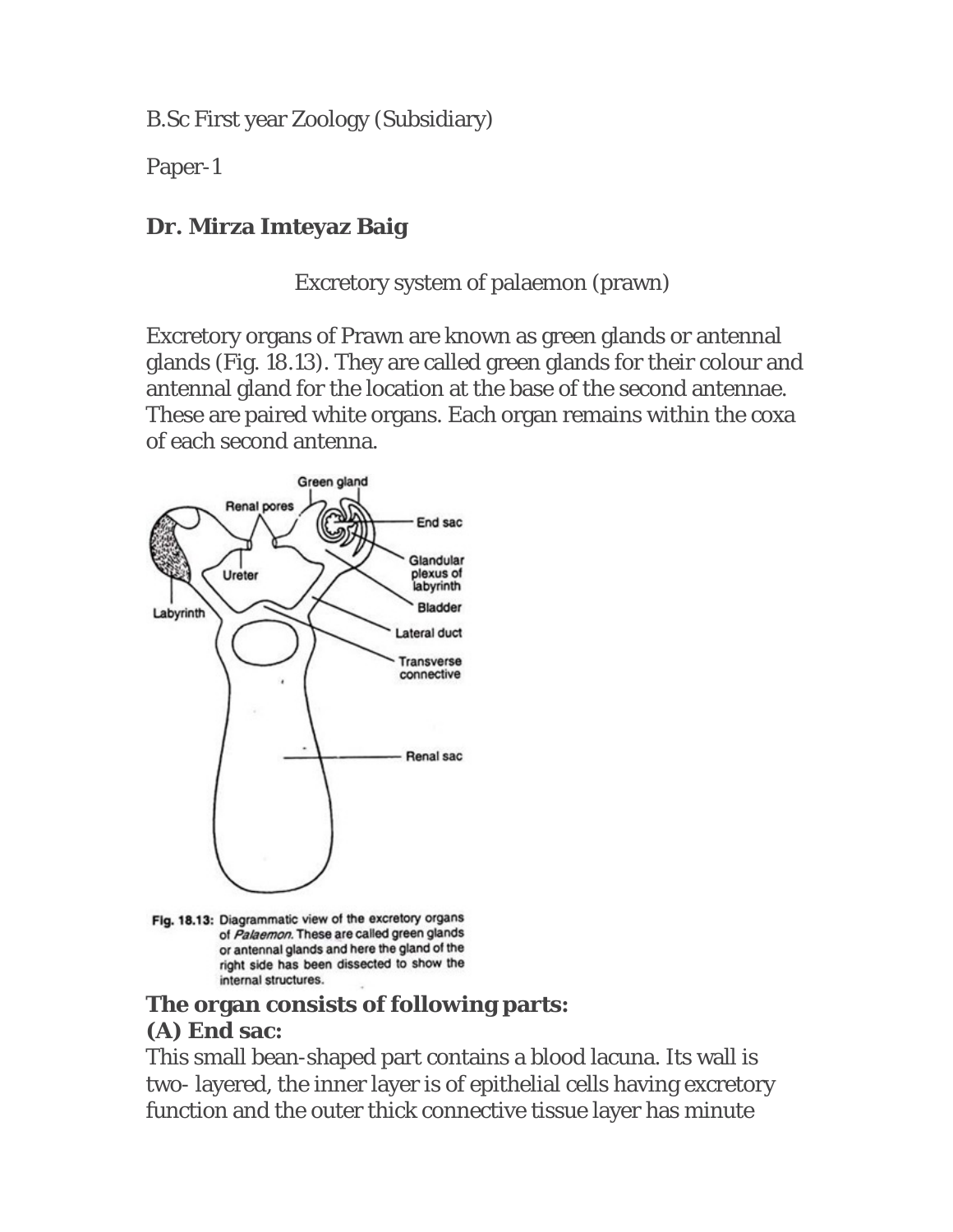B.Sc First year Zoology (Subsidiary)

Paper-1

**Dr. Mirza Imteyaz Baig**

Excretory system of palaemon (prawn)

Excretory organs of Prawn are known as green glands or antennal glands (Fig. 18.13). They are called green glands for their colour and antennal gland for the location at the base of the second antennae. These are paired white organs. Each organ remains within the coxa of each second antenna.

Fig. 18.13: Diagrammatic view of the excretory organs of *Palaemon*. These are called green glands or antennal glands and here the gland of the right side has been dissected to show the internal structures.

**The organ consists of following parts:**

**(A) End sac:**

This small bean-shaped part contains a blood lacuna. Its wall is two- layered, the inner layer is of epithelial cells having excretory function and the outer thick connective tissue layer has minute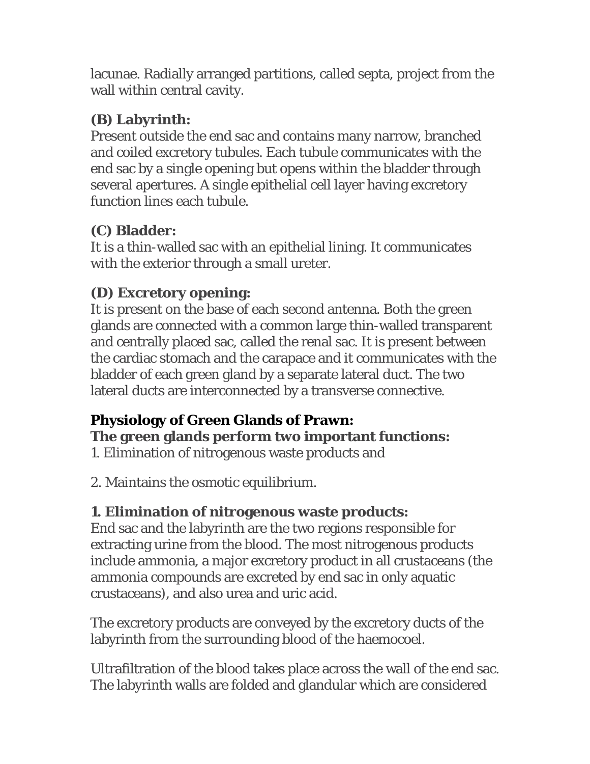lacunae. Radially arranged partitions, called septa, project from the wall within central cavity.

**(B) Labyrinth:**
Present outside the end sac and contains many narrow, branched and coiled excretory tubules. Each tubule communicates with the end sac by a single opening but opens within the bladder through several apertures. A single epithelial cell layer having excretory function lines each tubule.

**(C) Bladder:**
It is a thin-walled sac with an epithelial lining. It communicates with the exterior through a small ureter.

**(D) Excretory opening:**
It is present on the base of each second antenna. Both the green glands are connected with a common large thin-walled transparent and centrally placed sac, called the renal sac. It is present between the cardiac stomach and the carapace and it communicates with the bladder of each green gland by a separate lateral duct. The two lateral ducts are interconnected by a transverse connective.

**Physiology of Green Glands of Prawn:**
**The green glands perform two important functions:**
1. Elimination of nitrogenous waste products and

2. Maintains the osmotic equilibrium.

**1. Elimination of nitrogenous waste products:**
End sac and the labyrinth are the two regions responsible for extracting urine from the blood. The most nitrogenous products include ammonia, a major excretory product in all crustaceans (the ammonia compounds are excreted by end sac in only aquatic crustaceans), and also urea and uric acid.

The excretory products are conveyed by the excretory ducts of the labyrinth from the surrounding blood of the haemocoel.

Ultrafiltration of the blood takes place across the wall of the end sac. The labyrinth walls are folded and glandular which are considered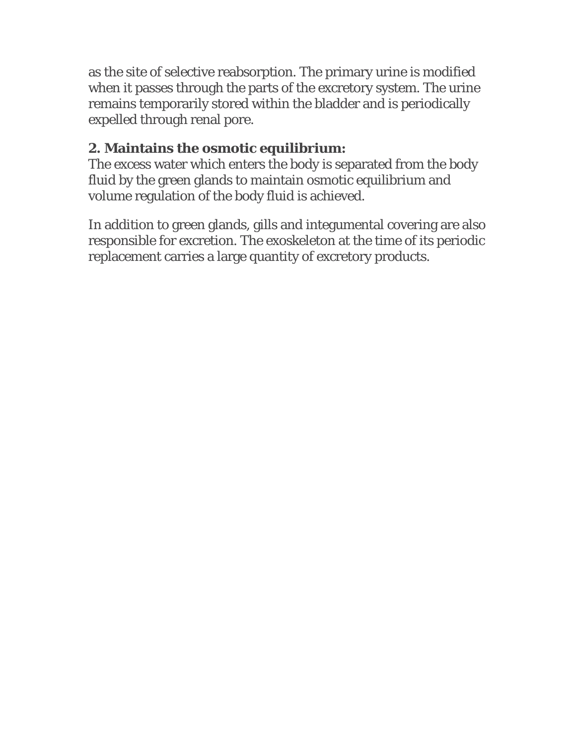as the site of selective reabsorption. The primary urine is modified when it passes through the parts of the excretory system. The urine remains temporarily stored within the bladder and is periodically expelled through renal pore.

**2. Maintains the osmotic equilibrium:**
The excess water which enters the body is separated from the body fluid by the green glands to maintain osmotic equilibrium and volume regulation of the body fluid is achieved.

In addition to green glands, gills and integumental covering are also responsible for excretion. The exoskeleton at the time of its periodic replacement carries a large quantity of excretory products.